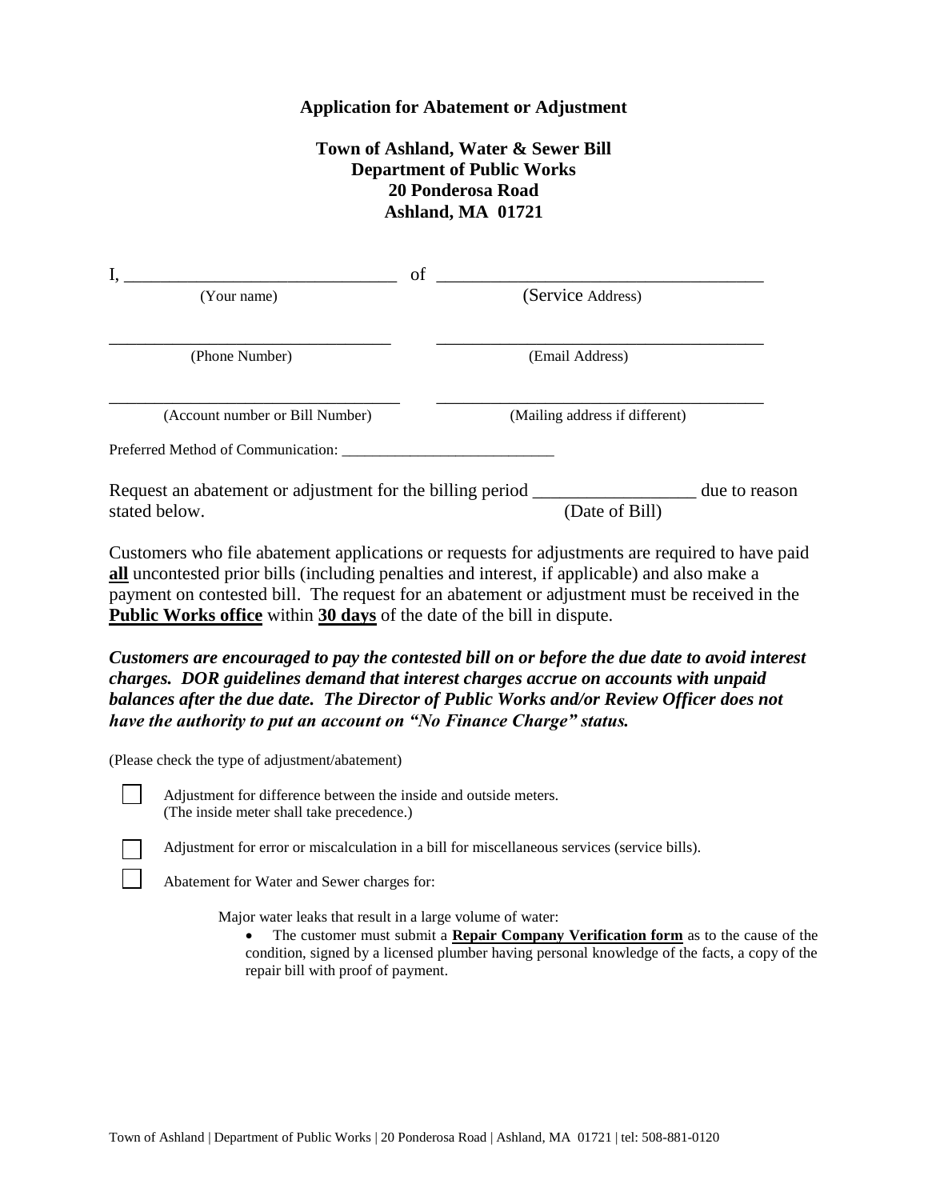**Application for Abatement or Adjustment**

**Town of Ashland, Water & Sewer Bill**
**Department of Public Works**
**20 Ponderosa Road**
**Ashland, MA 01721**

I, _______________________________ of _____________________________________
(Your name) (Service Address)

________________________________ _____________________________________
(Phone Number) (Email Address)

_________________________________ _____________________________________
(Account number or Bill Number) (Mailing address if different)

Preferred Method of Communication: ____________________________

Request an abatement or adjustment for the billing period __________________ due to reason stated below. (Date of Bill)

Customers who file abatement applications or requests for adjustments are required to have paid **all** uncontested prior bills (including penalties and interest, if applicable) and also make a payment on contested bill. The request for an abatement or adjustment must be received in the **Public Works office** within **30 days** of the date of the bill in dispute.

***Customers are encouraged to pay the contested bill on or before the due date to avoid interest charges. DOR guidelines demand that interest charges accrue on accounts with unpaid balances after the due date. The Director of Public Works and/or Review Officer does not have the authority to put an account on "No Finance Charge" status.***

(Please check the type of adjustment/abatement)

☐ Adjustment for difference between the inside and outside meters. (The inside meter shall take precedence.)

☐ Adjustment for error or miscalculation in a bill for miscellaneous services (service bills).

☐ Abatement for Water and Sewer charges for:

Major water leaks that result in a large volume of water:

- The customer must submit a **Repair Company Verification form** as to the cause of the condition, signed by a licensed plumber having personal knowledge of the facts, a copy of the repair bill with proof of payment.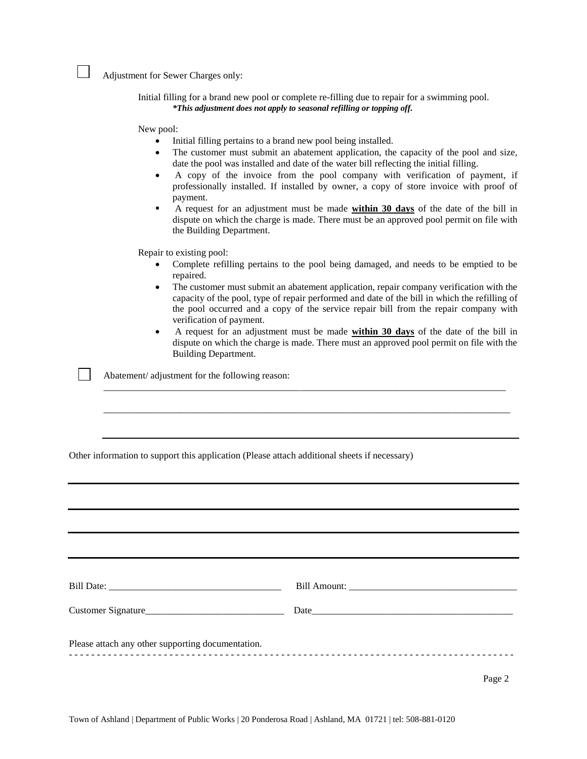☐ Adjustment for Sewer Charges only:

Initial filling for a brand new pool or complete re-filling due to repair for a swimming pool.
***This adjustment does not apply to seasonal refilling or topping off.***

New pool:

- Initial filling pertains to a brand new pool being installed.
- The customer must submit an abatement application, the capacity of the pool and size, date the pool was installed and date of the water bill reflecting the initial filling.
- A copy of the invoice from the pool company with verification of payment, if professionally installed. If installed by owner, a copy of store invoice with proof of payment.
- A request for an adjustment must be made **within 30 days** of the date of the bill in dispute on which the charge is made. There must be an approved pool permit on file with the Building Department.

Repair to existing pool:

- Complete refilling pertains to the pool being damaged, and needs to be emptied to be repaired.
- The customer must submit an abatement application, repair company verification with the capacity of the pool, type of repair performed and date of the bill in which the refilling of the pool occurred and a copy of the service repair bill from the repair company with verification of payment.
- A request for an adjustment must be made **within 30 days** of the date of the bill in dispute on which the charge is made. There must an approved pool permit on file with the Building Department.

☐ Abatement/ adjustment for the following reason:

______________________________________________________________________________

______________________________________________________________________________

______________________________________________________________________________

Other information to support this application (Please attach additional sheets if necessary)

______________________________________________________________________________

______________________________________________________________________________

______________________________________________________________________________

______________________________________________________________________________

Bill Date: ___________________________________ Bill Amount: ___________________________________

Customer Signature_____________________________ Date_________________________________________

Please attach any other supporting documentation.

- - - - - - - - - - - - - - - - - - - - - - - - - - - - - - - - - - - - - - - - - - - - - - - - - - - - - - - - - - - -

Town of Ashland | Department of Public Works | 20 Ponderosa Road | Ashland, MA 01721 | tel: 508-881-0120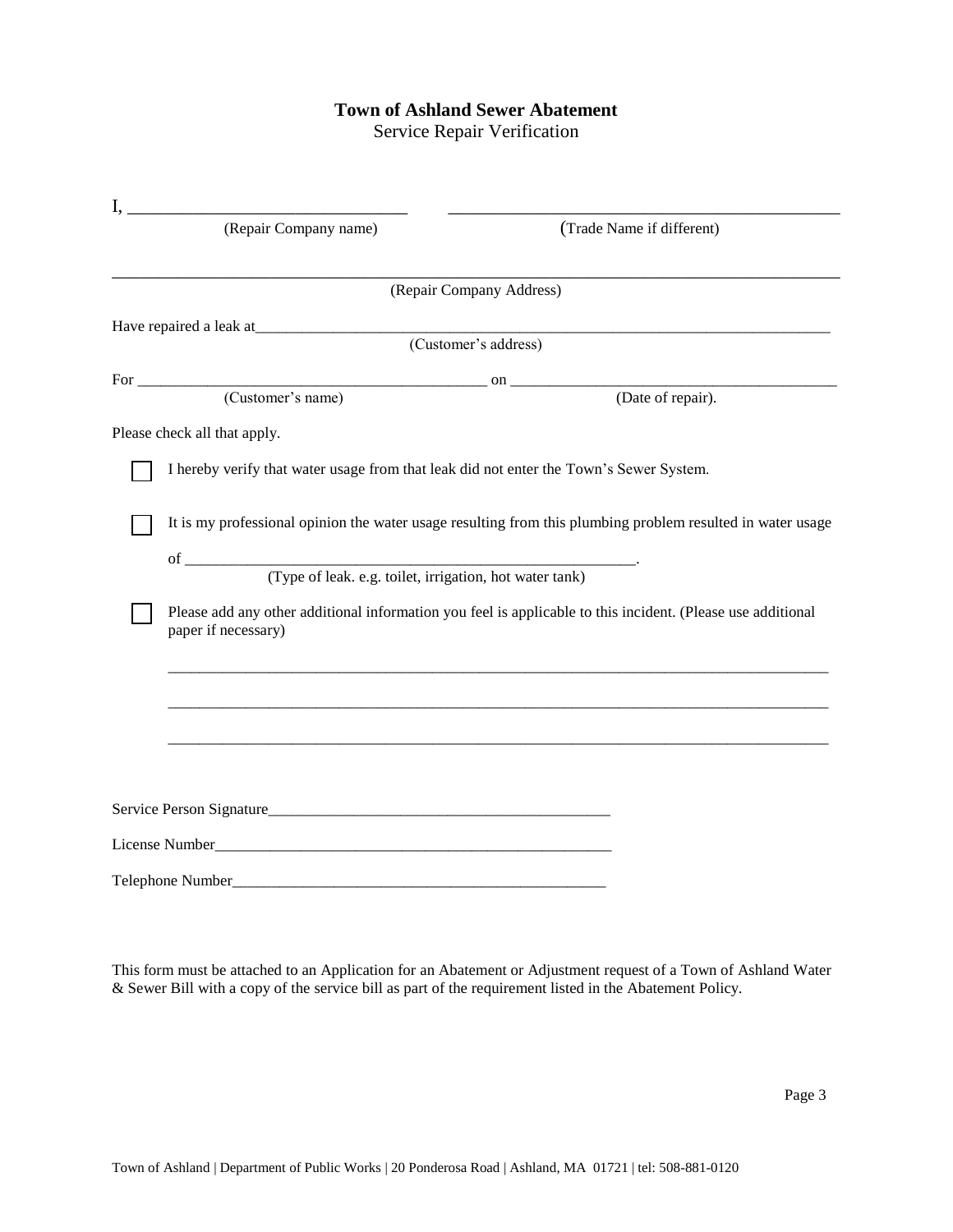**Town of Ashland Sewer Abatement**
Service Repair Verification

I, ________________________________ ______________________________________________
(Repair Company name) (Trade Name if different)

_______________________________________________________________________________
(Repair Company Address)

Have repaired a leak at_______________________________________________________________
(Customer's address)

For _____________________________________________ on ____________________________________
(Customer's name) (Date of repair).

Please check all that apply.

☐ I hereby verify that water usage from that leak did not enter the Town's Sewer System.

☐ It is my professional opinion the water usage resulting from this plumbing problem resulted in water usage of ___________________________________________________________.
(Type of leak. e.g. toilet, irrigation, hot water tank)

☐ Please add any other additional information you feel is applicable to this incident. (Please use additional paper if necessary)

_______________________________________________________________________________

_______________________________________________________________________________

_______________________________________________________________________________

Service Person Signature_____________________________________________

License Number_____________________________________________________

Telephone Number__________________________________________________

This form must be attached to an Application for an Abatement or Adjustment request of a Town of Ashland Water & Sewer Bill with a copy of the service bill as part of the requirement listed in the Abatement Policy.

Town of Ashland | Department of Public Works | 20 Ponderosa Road | Ashland, MA 01721 | tel: 508-881-0120